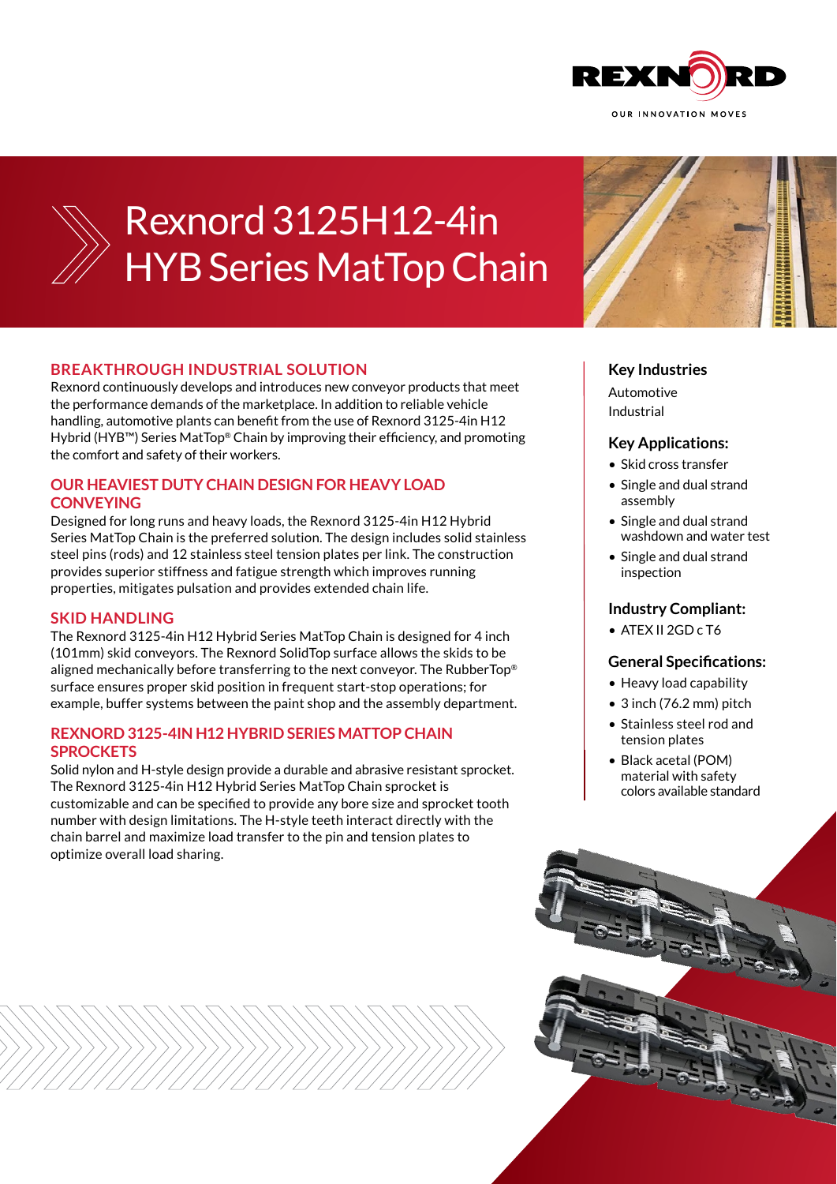# Rexnord 3125H12-4in HYB Series MatTop Chain

## BREAKTHROUGH INDUSTRIAL SOLUTION

Rexnord continuously develops and introduces new conveyor products that meet the performance demands of the marketplace. In addition to reliable vehicle handling, automotive plants can benefit from the use of Rexnord 3125-4in H12 Hybrid (HYB™) Series MatTop® Chain by improving their efficiency, and promoting the comfort and safety of their workers.

## OUR HEAVIEST DUTY CHAIN DESIGN FOR HEAVY LOAD CONVEYING

Designed for long runs and heavy loads, the Rexnord 3125-4in H12 Hybrid Series MatTop Chain is the preferred solution. The design includes solid stainless steel pins (rods) and 12 stainless steel tension plates per link. The construction provides superior stiffness and fatigue strength which improves running properties, mitigates pulsation and provides extended chain life.

## SKID HANDLING

The Rexnord 3125-4in H12 Hybrid Series MatTop Chain is designed for 4 inch (101mm) skid conveyors. The Rexnord SolidTop surface allows the skids to be aligned mechanically before transferring to the next conveyor. The RubberTop® surface ensures proper skid position in frequent start-stop operations; for example, buffer systems between the paint shop and the assembly department.

## REXNORD 3125-4IN H12 HYBRID SERIES MATTOP CHAIN SPROCKETS

Solid nylon and H-style design provide a durable and abrasive resistant sprocket. The Rexnord 3125-4in H12 Hybrid Series MatTop Chain sprocket is customizable and can be specified to provide any bore size and sprocket tooth number with design limitations. The H-style teeth interact directly with the chain barrel and maximize load transfer to the pin and tension plates to optimize overall load sharing.

### Key Industries

Automotive
Industrial

### Key Applications:

- Skid cross transfer
- Single and dual strand assembly
- Single and dual strand washdown and water test
- Single and dual strand inspection

### Industry Compliant:

- ATEX II 2GD c T6

### General Specifications:

- Heavy load capability
- 3 inch (76.2 mm) pitch
- Stainless steel rod and tension plates
- Black acetal (POM) material with safety colors available standard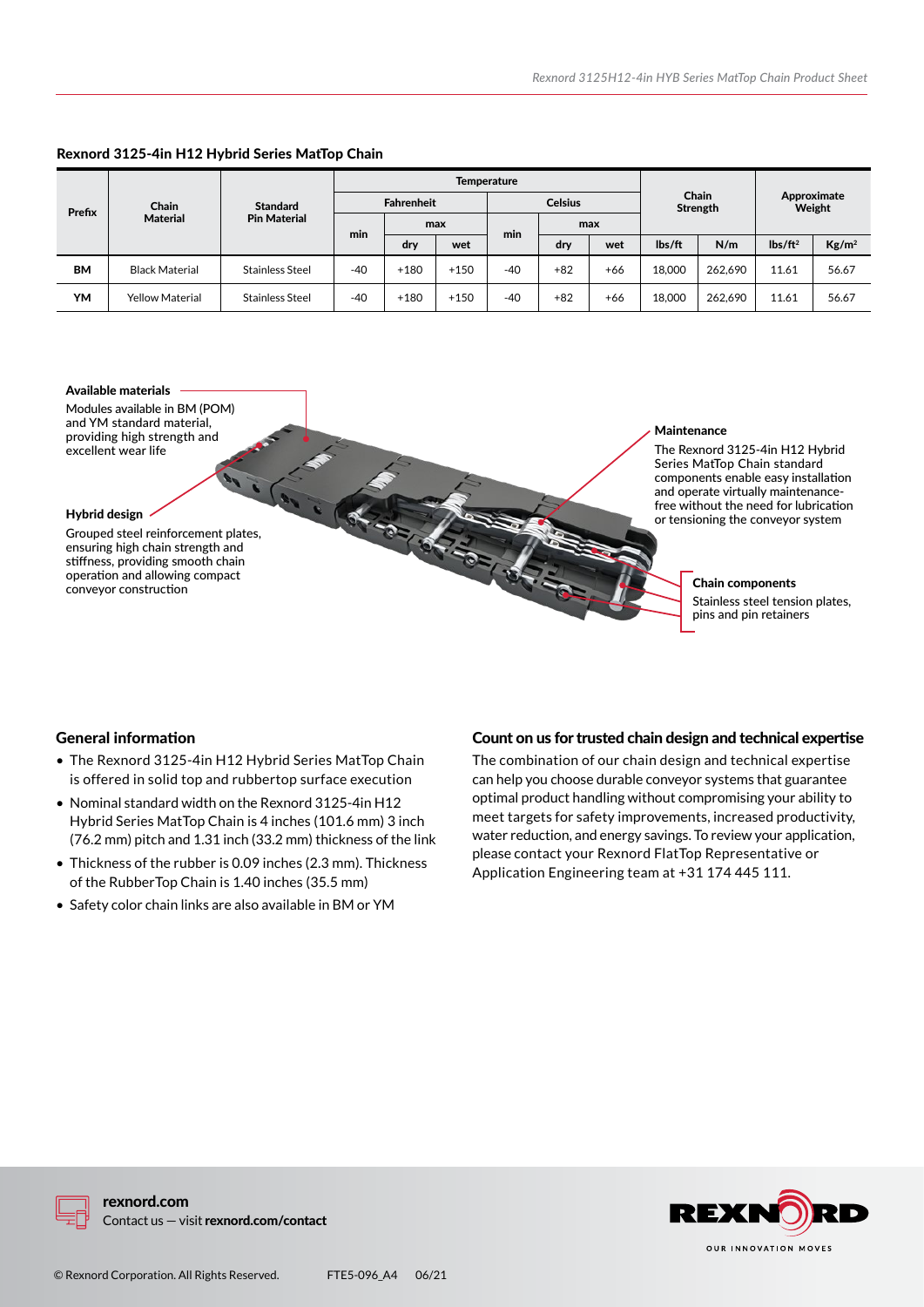## Rexnord 3125-4in H12 Hybrid Series MatTop Chain

| Prefix | Chain Material | Standard Pin Material | Temperature | | | | | | Chain Strength | | Approximate Weight | |
|---|---|---|---|---|---|---|---|---|---|---|---|---|
| | | | Fahrenheit | | | Celsius | | | | | | |
| | | | min | max | | min | max | | | | | |
| | | | | dry | wet | | dry | wet | lbs/ft | N/m | lbs/ft² | Kg/m² |
| BM | Black Material | Stainless Steel | -40 | +180 | +150 | -40 | +82 | +66 | 18,000 | 262,690 | 11.61 | 56.67 |
| YM | Yellow Material | Stainless Steel | -40 | +180 | +150 | -40 | +82 | +66 | 18,000 | 262,690 | 11.61 | 56.67 |

**Available materials**

Modules available in BM (POM) and YM standard material, providing high strength and excellent wear life

**Hybrid design**

Grouped steel reinforcement plates, ensuring high chain strength and stiffness, providing smooth chain operation and allowing compact conveyor construction

**Maintenance**

The Rexnord 3125-4in H12 Hybrid Series MatTop Chain standard components enable easy installation and operate virtually maintenance-free without the need for lubrication or tensioning the conveyor system

**Chain components**

Stainless steel tension plates, pins and pin retainers

### General information

- The Rexnord 3125-4in H12 Hybrid Series MatTop Chain is offered in solid top and rubbertop surface execution
- Nominal standard width on the Rexnord 3125-4in H12 Hybrid Series MatTop Chain is 4 inches (101.6 mm) 3 inch (76.2 mm) pitch and 1.31 inch (33.2 mm) thickness of the link
- Thickness of the rubber is 0.09 inches (2.3 mm). Thickness of the RubberTop Chain is 1.40 inches (35.5 mm)
- Safety color chain links are also available in BM or YM

### Count on us for trusted chain design and technical expertise

The combination of our chain design and technical expertise can help you choose durable conveyor systems that guarantee optimal product handling without compromising your ability to meet targets for safety improvements, increased productivity, water reduction, and energy savings. To review your application, please contact your Rexnord FlatTop Representative or Application Engineering team at +31 174 445 111.

**rexnord.com**
Contact us — visit **rexnord.com/contact**

REXNORD
OUR INNOVATION MOVES

© Rexnord Corporation. All Rights Reserved. FTE5-096_A4 06/21